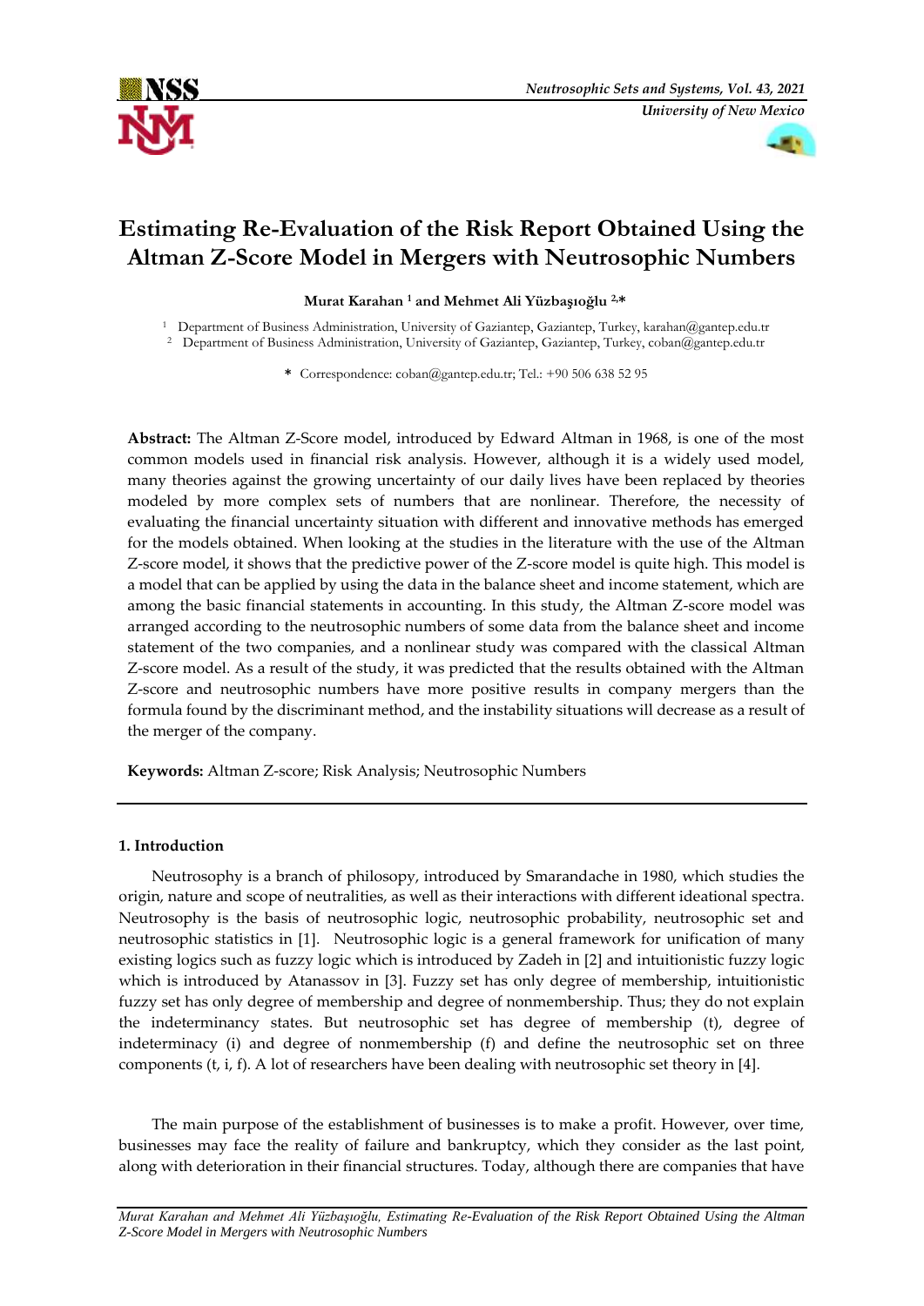# Estimating Re-Evaluation of the Risk Report Obtained Using the Altman Z-Score Model in Mergers with Neutrosophic Numbers

**Murat Karahan [1] and Mehmet Ali Yüzbaşıoğlu [2,*]**

[1] Department of Business Administration, University of Gaziantep, Gaziantep, Turkey, karahan@gantep.edu.tr

[2] Department of Business Administration, University of Gaziantep, Gaziantep, Turkey, coban@gantep.edu.tr

* Correspondence: coban@gantep.edu.tr; Tel.: +90 506 638 52 95

**Abstract:** The Altman Z-Score model, introduced by Edward Altman in 1968, is one of the most common models used in financial risk analysis. However, although it is a widely used model, many theories against the growing uncertainty of our daily lives have been replaced by theories modeled by more complex sets of numbers that are nonlinear. Therefore, the necessity of evaluating the financial uncertainty situation with different and innovative methods has emerged for the models obtained. When looking at the studies in the literature with the use of the Altman Z-score model, it shows that the predictive power of the Z-score model is quite high. This model is a model that can be applied by using the data in the balance sheet and income statement, which are among the basic financial statements in accounting. In this study, the Altman Z-score model was arranged according to the neutrosophic numbers of some data from the balance sheet and income statement of the two companies, and a nonlinear study was compared with the classical Altman Z-score model. As a result of the study, it was predicted that the results obtained with the Altman Z-score and neutrosophic numbers have more positive results in company mergers than the formula found by the discriminant method, and the instability situations will decrease as a result of the merger of the company.

**Keywords:** Altman Z-score; Risk Analysis; Neutrosophic Numbers

## 1. Introduction

Neutrosophy is a branch of philosopy, introduced by Smarandache in 1980, which studies the origin, nature and scope of neutralities, as well as their interactions with different ideational spectra. Neutrosophy is the basis of neutrosophic logic, neutrosophic probability, neutrosophic set and neutrosophic statistics in [1]. Neutrosophic logic is a general framework for unification of many existing logics such as fuzzy logic which is introduced by Zadeh in [2] and intuitionistic fuzzy logic which is introduced by Atanassov in [3]. Fuzzy set has only degree of membership. intuitionistic fuzzy set has only degree of membership and degree of nonmembership. Thus; they do not explain the indeterminancy states. But neutrosophic set has degree of membership (t), degree of indeterminacy (i) and degree of nonmembership (f) and define the neutrosophic set on three components (t, i, f). A lot of researchers have been dealing with neutrosophic set theory in [4].

The main purpose of the establishment of businesses is to make a profit. However, over time, businesses may face the reality of failure and bankruptcy, which they consider as the last point, along with deterioration in their financial structures. Today, although there are companies that have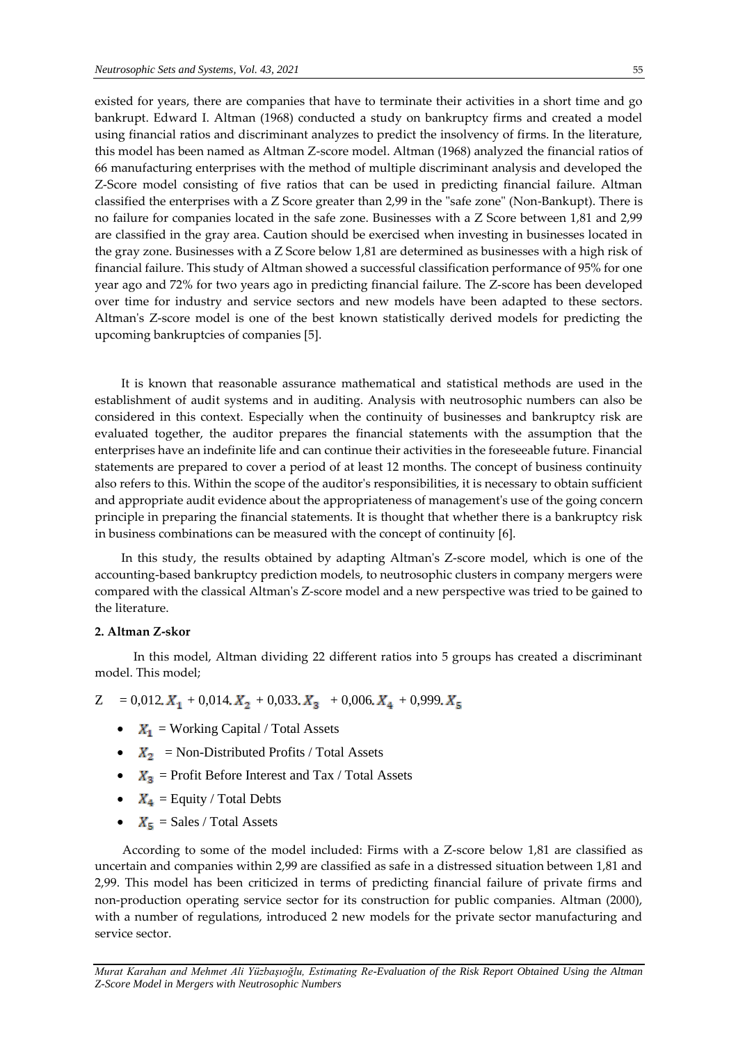existed for years, there are companies that have to terminate their activities in a short time and go bankrupt. Edward I. Altman (1968) conducted a study on bankruptcy firms and created a model using financial ratios and discriminant analyzes to predict the insolvency of firms. In the literature, this model has been named as Altman Z-score model. Altman (1968) analyzed the financial ratios of 66 manufacturing enterprises with the method of multiple discriminant analysis and developed the Z-Score model consisting of five ratios that can be used in predicting financial failure. Altman classified the enterprises with a Z Score greater than 2,99 in the "safe zone" (Non-Bankupt). There is no failure for companies located in the safe zone. Businesses with a Z Score between 1,81 and 2,99 are classified in the gray area. Caution should be exercised when investing in businesses located in the gray zone. Businesses with a Z Score below 1,81 are determined as businesses with a high risk of financial failure. This study of Altman showed a successful classification performance of 95% for one year ago and 72% for two years ago in predicting financial failure. The Z-score has been developed over time for industry and service sectors and new models have been adapted to these sectors. Altman's Z-score model is one of the best known statistically derived models for predicting the upcoming bankruptcies of companies [5].

It is known that reasonable assurance mathematical and statistical methods are used in the establishment of audit systems and in auditing. Analysis with neutrosophic numbers can also be considered in this context. Especially when the continuity of businesses and bankruptcy risk are evaluated together, the auditor prepares the financial statements with the assumption that the enterprises have an indefinite life and can continue their activities in the foreseeable future. Financial statements are prepared to cover a period of at least 12 months. The concept of business continuity also refers to this. Within the scope of the auditor's responsibilities, it is necessary to obtain sufficient and appropriate audit evidence about the appropriateness of management's use of the going concern principle in preparing the financial statements. It is thought that whether there is a bankruptcy risk in business combinations can be measured with the concept of continuity [6].

In this study, the results obtained by adapting Altman's Z-score model, which is one of the accounting-based bankruptcy prediction models, to neutrosophic clusters in company mergers were compared with the classical Altman's Z-score model and a new perspective was tried to be gained to the literature.

**2. Altman Z-skor**

In this model, Altman dividing 22 different ratios into 5 groups has created a discriminant model. This model;

$$Z = 0{,}012.X_1 + 0{,}014.X_2 + 0{,}033.X_3 + 0{,}006.X_4 + 0{,}999.X_5$$

- $X_1$ = Working Capital / Total Assets
- $X_2$ = Non-Distributed Profits / Total Assets
- $X_3$ = Profit Before Interest and Tax / Total Assets
- $X_4$ = Equity / Total Debts
- $X_5$ = Sales / Total Assets

According to some of the model included: Firms with a Z-score below 1,81 are classified as uncertain and companies within 2,99 are classified as safe in a distressed situation between 1,81 and 2,99. This model has been criticized in terms of predicting financial failure of private firms and non-production operating service sector for its construction for public companies. Altman (2000), with a number of regulations, introduced 2 new models for the private sector manufacturing and service sector.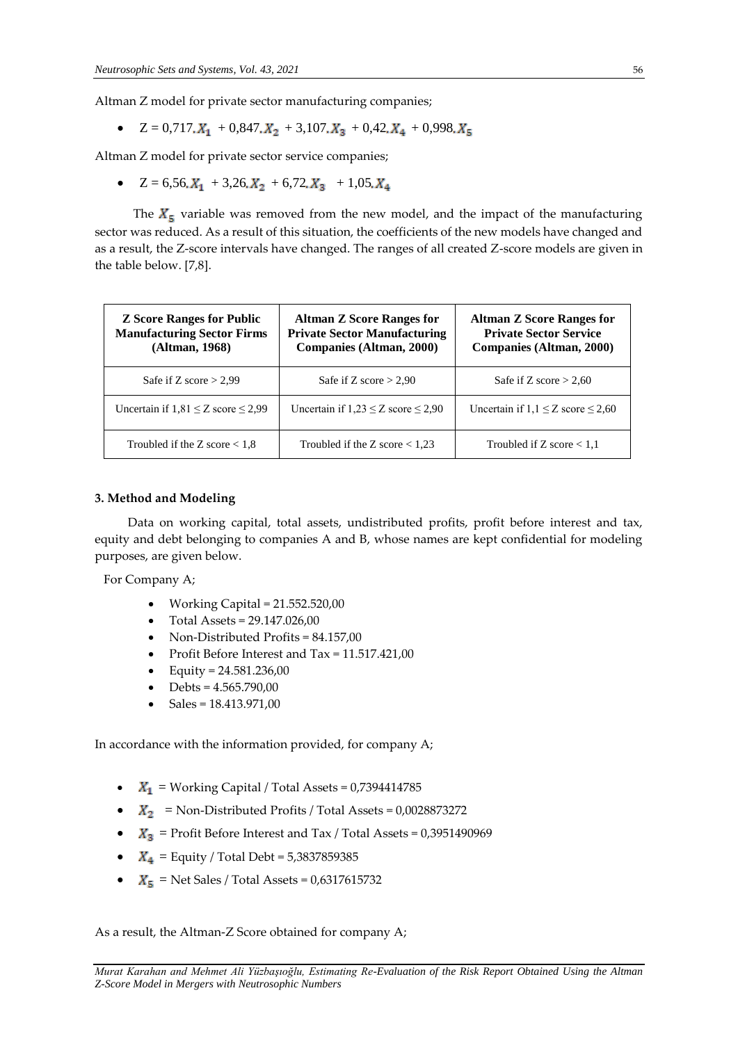Altman Z model for private sector manufacturing companies;

- $Z = 0{,}717.X_1 + 0{,}847.X_2 + 3{,}107.X_3 + 0{,}42.X_4 + 0{,}998.X_5$

Altman Z model for private sector service companies;

- $Z = 6{,}56.X_1 + 3{,}26.X_2 + 6{,}72.X_3 + 1{,}05.X_4$

The $X_5$ variable was removed from the new model, and the impact of the manufacturing sector was reduced. As a result of this situation, the coefficients of the new models have changed and as a result, the Z-score intervals have changed. The ranges of all created Z-score models are given in the table below. [7,8].

| **Z Score Ranges for Public Manufacturing Sector Firms (Altman, 1968)** | **Altman Z Score Ranges for Private Sector Manufacturing Companies (Altman, 2000)** | **Altman Z Score Ranges for Private Sector Service Companies (Altman, 2000)** |
|---|---|---|
| Safe if Z score > 2,99 | Safe if Z score > 2,90 | Safe if Z score > 2,60 |
| Uncertain if 1,81 ≤ Z score ≤ 2,99 | Uncertain if 1,23 ≤ Z score ≤ 2,90 | Uncertain if 1,1 ≤ Z score ≤ 2,60 |
| Troubled if the Z score < 1,8 | Troubled if the Z score < 1,23 | Troubled if Z score < 1,1 |

### 3. Method and Modeling

Data on working capital, total assets, undistributed profits, profit before interest and tax, equity and debt belonging to companies A and B, whose names are kept confidential for modeling purposes, are given below.

For Company A;

- Working Capital = 21.552.520,00
- Total Assets = 29.147.026,00
- Non-Distributed Profits = 84.157,00
- Profit Before Interest and Tax = 11.517.421,00
- Equity = 24.581.236,00
- Debts = 4.565.790,00
- Sales = 18.413.971,00

In accordance with the information provided, for company A;

- $X_1$ = Working Capital / Total Assets = 0,7394414785
- $X_2$ = Non-Distributed Profits / Total Assets = 0,0028873272
- $X_3$ = Profit Before Interest and Tax / Total Assets = 0,3951490969
- $X_4$ = Equity / Total Debt = 5,3837859385
- $X_5$ = Net Sales / Total Assets = 0,6317615732

As a result, the Altman-Z Score obtained for company A;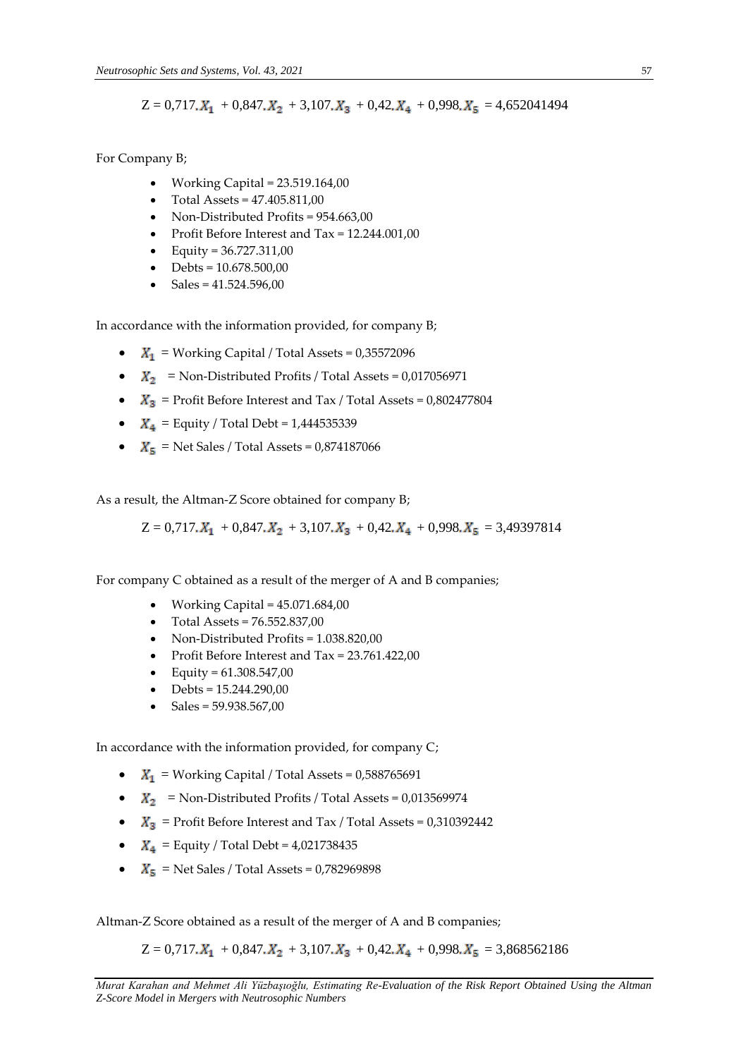$$Z = 0{,}717.X_1 + 0{,}847.X_2 + 3{,}107.X_3 + 0{,}42.X_4 + 0{,}998.X_5 = 4{,}652041494$$

For Company B;

- Working Capital = 23.519.164,00
- Total Assets = 47.405.811,00
- Non-Distributed Profits = 954.663,00
- Profit Before Interest and Tax = 12.244.001,00
- Equity = 36.727.311,00
- Debts = 10.678.500,00
- Sales = 41.524.596,00

In accordance with the information provided, for company B;

- $X_1$ = Working Capital / Total Assets = 0,35572096
- $X_2$ = Non-Distributed Profits / Total Assets = 0,017056971
- $X_3$ = Profit Before Interest and Tax / Total Assets = 0,802477804
- $X_4$ = Equity / Total Debt = 1,444535339
- $X_5$ = Net Sales / Total Assets = 0,874187066

As a result, the Altman-Z Score obtained for company B;

$$Z = 0{,}717.X_1 + 0{,}847.X_2 + 3{,}107.X_3 + 0{,}42.X_4 + 0{,}998.X_5 = 3{,}49397814$$

For company C obtained as a result of the merger of A and B companies;

- Working Capital = 45.071.684,00
- Total Assets = 76.552.837,00
- Non-Distributed Profits = 1.038.820,00
- Profit Before Interest and Tax = 23.761.422,00
- Equity = 61.308.547,00
- Debts = 15.244.290,00
- Sales = 59.938.567,00

In accordance with the information provided, for company C;

- $X_1$ = Working Capital / Total Assets = 0,588765691
- $X_2$ = Non-Distributed Profits / Total Assets = 0,013569974
- $X_3$ = Profit Before Interest and Tax / Total Assets = 0,310392442
- $X_4$ = Equity / Total Debt = 4,021738435
- $X_5$ = Net Sales / Total Assets = 0,782969898

Altman-Z Score obtained as a result of the merger of A and B companies;

$$Z = 0{,}717.X_1 + 0{,}847.X_2 + 3{,}107.X_3 + 0{,}42.X_4 + 0{,}998.X_5 = 3{,}868562186$$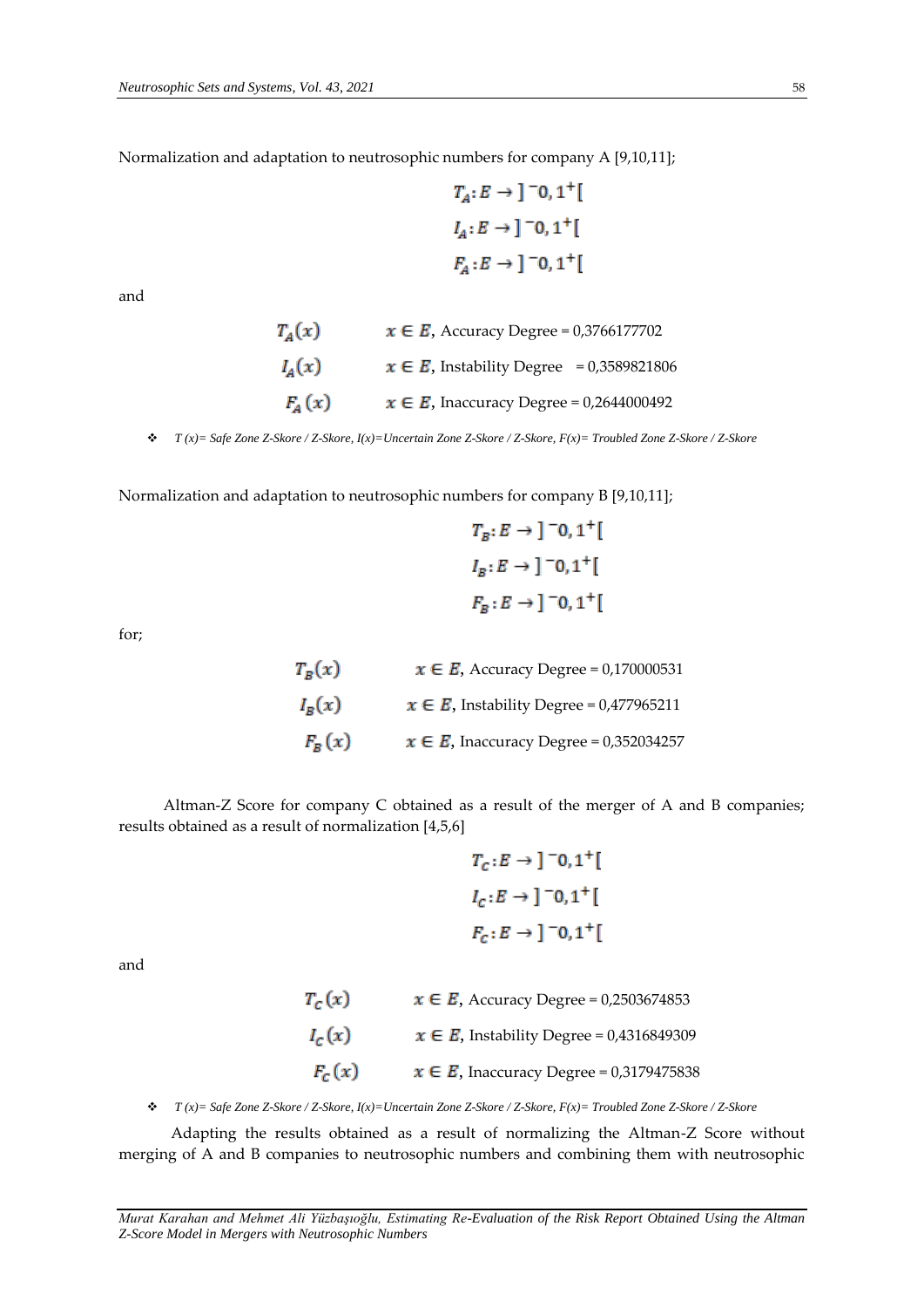Normalization and adaptation to neutrosophic numbers for company A [9,10,11];

$$T_A : E \rightarrow \,]^{-}0, 1^{+}[$$
$$I_A : E \rightarrow \,]^{-}0, 1^{+}[$$
$$F_A : E \rightarrow \,]^{-}0, 1^{+}[$$

and

$T_A(x)$ $x \in E$, Accuracy Degree = 0,3766177702

$I_A(x)$ $x \in E$, Instability Degree = 0,3589821806

$F_A(x)$ $x \in E$, Inaccuracy Degree = 0,2644000492

- *T (x)= Safe Zone Z-Skore / Z-Skore, I(x)=Uncertain Zone Z-Skore / Z-Skore, F(x)= Troubled Zone Z-Skore / Z-Skore*

Normalization and adaptation to neutrosophic numbers for company B [9,10,11];

$$T_B : E \rightarrow \,]^{-}0, 1^{+}[$$
$$I_B : E \rightarrow \,]^{-}0, 1^{+}[$$
$$F_B : E \rightarrow \,]^{-}0, 1^{+}[$$

for;

$T_B(x)$ $x \in E$, Accuracy Degree = 0,170000531

$I_B(x)$ $x \in E$, Instability Degree = 0,477965211

$F_B(x)$ $x \in E$, Inaccuracy Degree = 0,352034257

Altman-Z Score for company C obtained as a result of the merger of A and B companies; results obtained as a result of normalization [4,5,6]

$$T_C : E \rightarrow \,]^{-}0, 1^{+}[$$
$$I_C : E \rightarrow \,]^{-}0, 1^{+}[$$
$$F_C : E \rightarrow \,]^{-}0, 1^{+}[$$

and

$T_C(x)$ $x \in E$, Accuracy Degree = 0,2503674853

$I_C(x)$ $x \in E$, Instability Degree = 0,4316849309

$F_C(x)$ $x \in E$, Inaccuracy Degree = 0,3179475838

- *T (x)= Safe Zone Z-Skore / Z-Skore, I(x)=Uncertain Zone Z-Skore / Z-Skore, F(x)= Troubled Zone Z-Skore / Z-Skore*

Adapting the results obtained as a result of normalizing the Altman-Z Score without merging of A and B companies to neutrosophic numbers and combining them with neutrosophic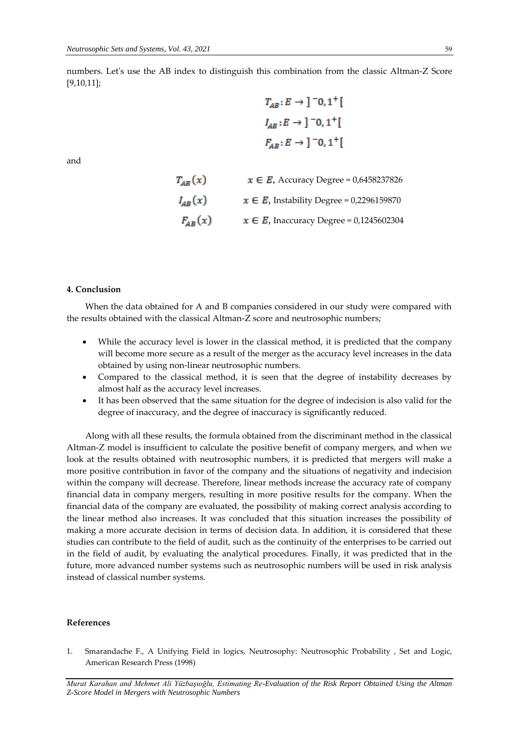numbers. Let's use the AB index to distinguish this combination from the classic Altman-Z Score [9,10,11];

$$T_{AB}: E \rightarrow ]^{-}0, 1^{+}[$$
$$I_{AB}: E \rightarrow ]^{-}0, 1^{+}[$$
$$F_{AB}: E \rightarrow ]^{-}0, 1^{+}[$$

and

$T_{AB}(x)$ $\quad x \in E$, Accuracy Degree = 0,6458237826

$I_{AB}(x)$ $\quad x \in E$, Instability Degree = 0,2296159870

$F_{AB}(x)$ $\quad x \in E$, Inaccuracy Degree = 0,1245602304

#### 4. Conclusion

When the data obtained for A and B companies considered in our study were compared with the results obtained with the classical Altman-Z score and neutrosophic numbers;

- While the accuracy level is lower in the classical method, it is predicted that the company will become more secure as a result of the merger as the accuracy level increases in the data obtained by using non-linear neutrosophic numbers.
- Compared to the classical method, it is seen that the degree of instability decreases by almost half as the accuracy level increases.
- It has been observed that the same situation for the degree of indecision is also valid for the degree of inaccuracy, and the degree of inaccuracy is significantly reduced.

Along with all these results, the formula obtained from the discriminant method in the classical Altman-Z model is insufficient to calculate the positive benefit of company mergers, and when we look at the results obtained with neutrosophic numbers, it is predicted that mergers will make a more positive contribution in favor of the company and the situations of negativity and indecision within the company will decrease. Therefore, linear methods increase the accuracy rate of company financial data in company mergers, resulting in more positive results for the company. When the financial data of the company are evaluated, the possibility of making correct analysis according to the linear method also increases. It was concluded that this situation increases the possibility of making a more accurate decision in terms of decision data. In addition, it is considered that these studies can contribute to the field of audit, such as the continuity of the enterprises to be carried out in the field of audit, by evaluating the analytical procedures. Finally, it was predicted that in the future, more advanced number systems such as neutrosophic numbers will be used in risk analysis instead of classical number systems.

#### References

1. Smarandache F., A Unifying Field in logics, Neutrosophy: Neutrosophic Probability , Set and Logic, American Research Press (1998)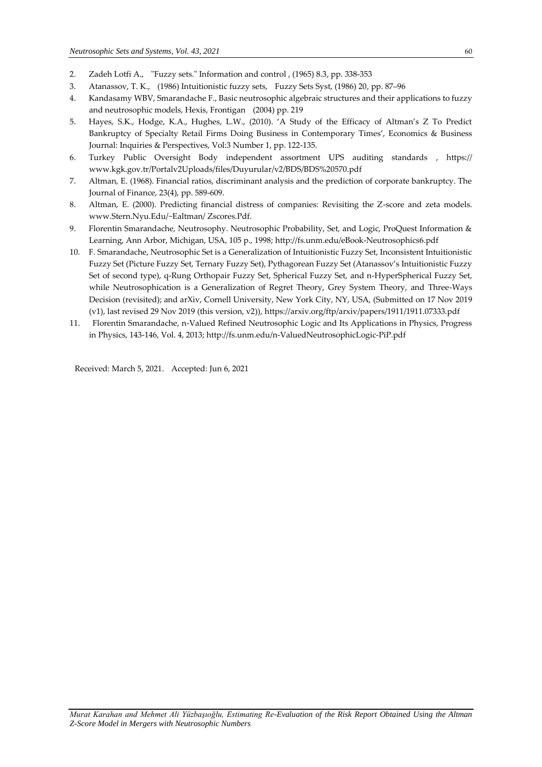2. Zadeh Lotfi A., "Fuzzy sets." Information and control , (1965) 8.3, pp. 338-353
3. Atanassov, T. K., (1986) Intuitionistic fuzzy sets, Fuzzy Sets Syst, (1986) 20, pp. 87–96
4. Kandasamy WBV, Smarandache F., Basic neutrosophic algebraic structures and their applications to fuzzy and neutrosophic models, Hexis, Frontigan (2004) pp. 219
5. Hayes, S.K., Hodge, K.A., Hughes, L.W., (2010). 'A Study of the Efficacy of Altman's Z To Predict Bankruptcy of Specialty Retail Firms Doing Business in Contemporary Times', Economics & Business Journal: Inquiries & Perspectives, Vol:3 Number 1, pp. 122-135.
6. Turkey Public Oversight Body independent assortment UPS auditing standards , https:// www.kgk.gov.tr/Portalv2Uploads/files/Duyurular/v2/BDS/BDS%20570.pdf
7. Altman, E. (1968). Financial ratios, discriminant analysis and the prediction of corporate bankruptcy. The Journal of Finance, 23(4), pp. 589-609.
8. Altman, E. (2000). Predicting financial distress of companies: Revisiting the Z-score and zeta models. www.Stern.Nyu.Edu/~Ealtman/ Zscores.Pdf.
9. Florentin Smarandache, Neutrosophy. Neutrosophic Probability, Set, and Logic, ProQuest Information & Learning, Ann Arbor, Michigan, USA, 105 p., 1998; http://fs.unm.edu/eBook-Neutrosophics6.pdf
10. F. Smarandache, Neutrosophic Set is a Generalization of Intuitionistic Fuzzy Set, Inconsistent Intuitionistic Fuzzy Set (Picture Fuzzy Set, Ternary Fuzzy Set), Pythagorean Fuzzy Set (Atanassov's Intuitionistic Fuzzy Set of second type), q-Rung Orthopair Fuzzy Set, Spherical Fuzzy Set, and n-HyperSpherical Fuzzy Set, while Neutrosophication is a Generalization of Regret Theory, Grey System Theory, and Three-Ways Decision (revisited); and arXiv, Cornell University, New York City, NY, USA, (Submitted on 17 Nov 2019 (v1), last revised 29 Nov 2019 (this version, v2)), https://arxiv.org/ftp/arxiv/papers/1911/1911.07333.pdf
11. Florentin Smarandache, n-Valued Refined Neutrosophic Logic and Its Applications in Physics, Progress in Physics, 143-146, Vol. 4, 2013; http://fs.unm.edu/n-ValuedNeutrosophicLogic-PiP.pdf

Received: March 5, 2021. Accepted: Jun 6, 2021